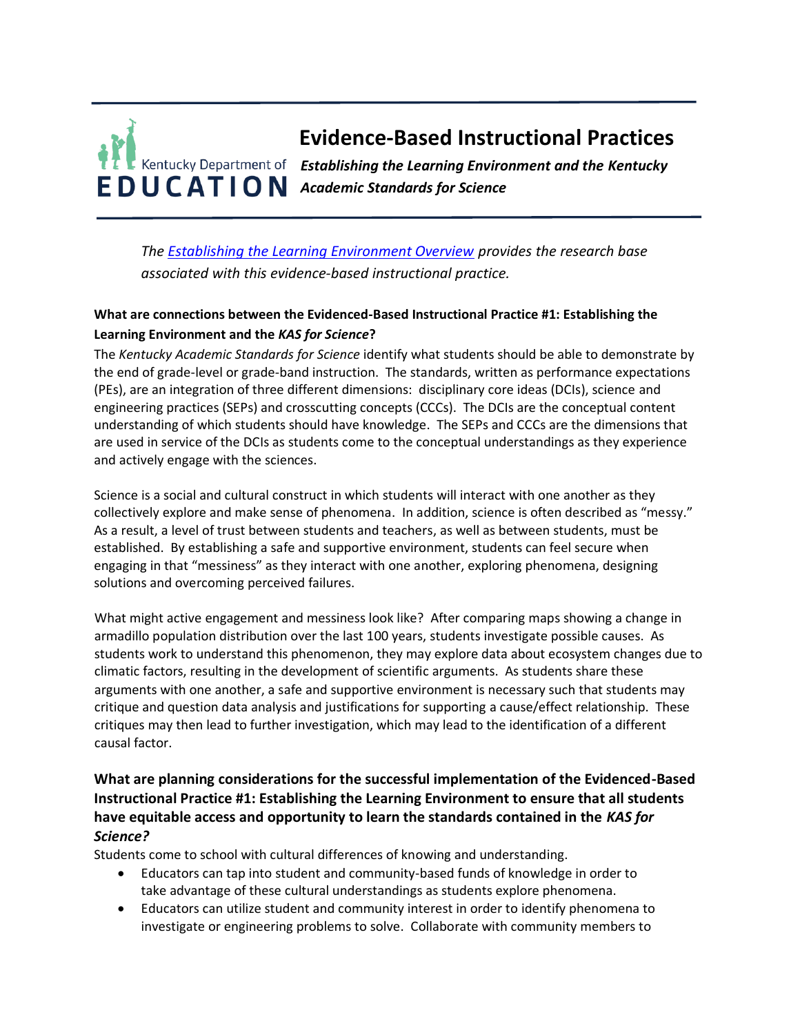# Evidence-Based Instructional Practices

***Establishing the Learning Environment and the Kentucky Academic Standards for Science***

*The [Establishing the Learning Environment Overview]() provides the research base associated with this evidence-based instructional practice.*

**What are connections between the Evidenced-Based Instructional Practice #1: Establishing the Learning Environment and the *KAS for Science*?**

The *Kentucky Academic Standards for Science* identify what students should be able to demonstrate by the end of grade-level or grade-band instruction. The standards, written as performance expectations (PEs), are an integration of three different dimensions: disciplinary core ideas (DCIs), science and engineering practices (SEPs) and crosscutting concepts (CCCs). The DCIs are the conceptual content understanding of which students should have knowledge. The SEPs and CCCs are the dimensions that are used in service of the DCIs as students come to the conceptual understandings as they experience and actively engage with the sciences.

Science is a social and cultural construct in which students will interact with one another as they collectively explore and make sense of phenomena. In addition, science is often described as "messy." As a result, a level of trust between students and teachers, as well as between students, must be established. By establishing a safe and supportive environment, students can feel secure when engaging in that "messiness" as they interact with one another, exploring phenomena, designing solutions and overcoming perceived failures.

What might active engagement and messiness look like? After comparing maps showing a change in armadillo population distribution over the last 100 years, students investigate possible causes. As students work to understand this phenomenon, they may explore data about ecosystem changes due to climatic factors, resulting in the development of scientific arguments. As students share these arguments with one another, a safe and supportive environment is necessary such that students may critique and question data analysis and justifications for supporting a cause/effect relationship. These critiques may then lead to further investigation, which may lead to the identification of a different causal factor.

### What are planning considerations for the successful implementation of the Evidenced-Based Instructional Practice #1: Establishing the Learning Environment to ensure that all students have equitable access and opportunity to learn the standards contained in the *KAS for Science?*

Students come to school with cultural differences of knowing and understanding.

- Educators can tap into student and community-based funds of knowledge in order to take advantage of these cultural understandings as students explore phenomena.
- Educators can utilize student and community interest in order to identify phenomena to investigate or engineering problems to solve. Collaborate with community members to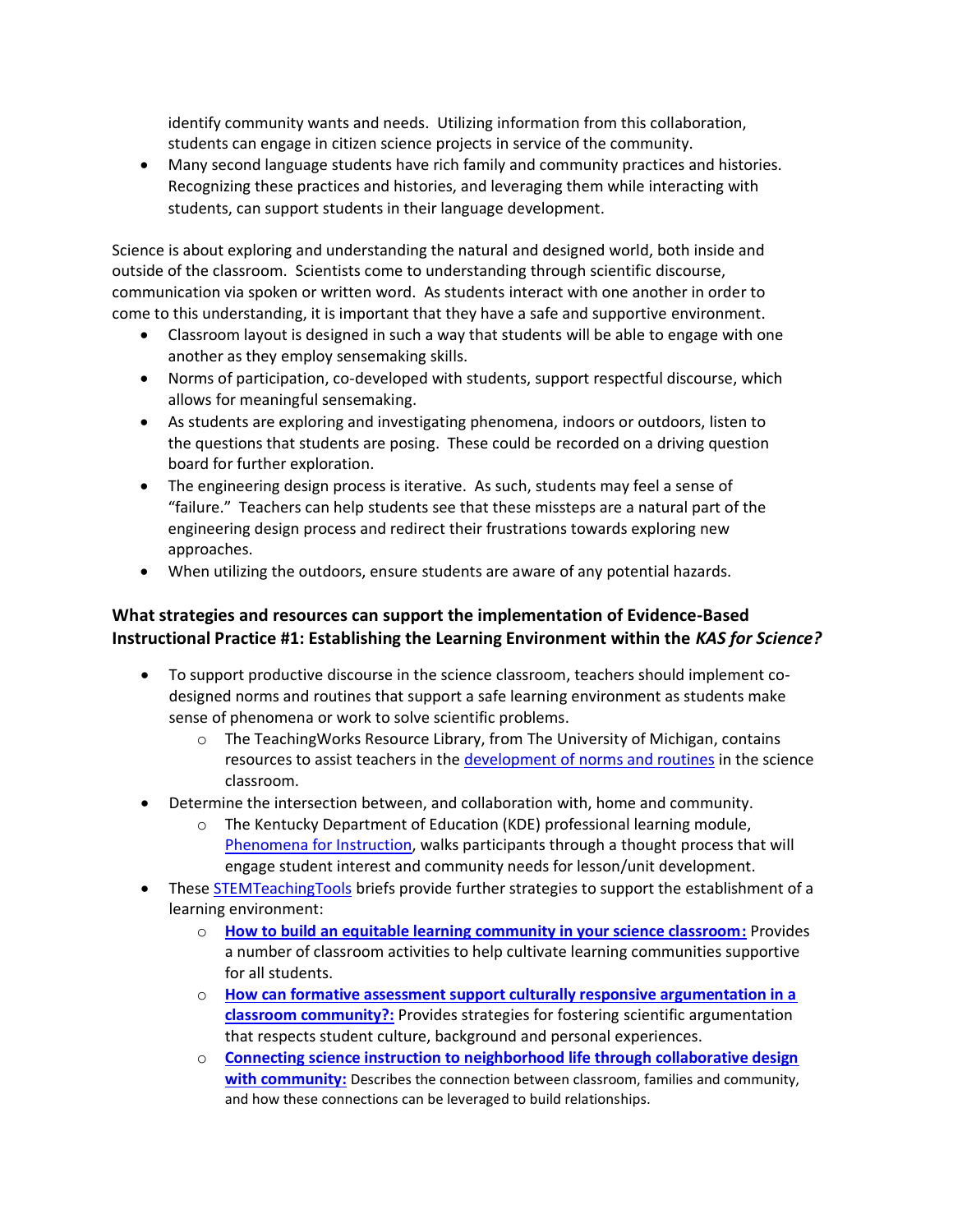identify community wants and needs. Utilizing information from this collaboration, students can engage in citizen science projects in service of the community.

- Many second language students have rich family and community practices and histories. Recognizing these practices and histories, and leveraging them while interacting with students, can support students in their language development.

Science is about exploring and understanding the natural and designed world, both inside and outside of the classroom. Scientists come to understanding through scientific discourse, communication via spoken or written word. As students interact with one another in order to come to this understanding, it is important that they have a safe and supportive environment.

- Classroom layout is designed in such a way that students will be able to engage with one another as they employ sensemaking skills.
- Norms of participation, co-developed with students, support respectful discourse, which allows for meaningful sensemaking.
- As students are exploring and investigating phenomena, indoors or outdoors, listen to the questions that students are posing. These could be recorded on a driving question board for further exploration.
- The engineering design process is iterative. As such, students may feel a sense of "failure." Teachers can help students see that these missteps are a natural part of the engineering design process and redirect their frustrations towards exploring new approaches.
- When utilizing the outdoors, ensure students are aware of any potential hazards.

### What strategies and resources can support the implementation of Evidence-Based Instructional Practice #1: Establishing the Learning Environment within the *KAS for Science?*

- To support productive discourse in the science classroom, teachers should implement co-designed norms and routines that support a safe learning environment as students make sense of phenomena or work to solve scientific problems.
  - The TeachingWorks Resource Library, from The University of Michigan, contains resources to assist teachers in the development of norms and routines in the science classroom.
- Determine the intersection between, and collaboration with, home and community.
  - The Kentucky Department of Education (KDE) professional learning module, Phenomena for Instruction, walks participants through a thought process that will engage student interest and community needs for lesson/unit development.
- These STEMTeachingTools briefs provide further strategies to support the establishment of a learning environment:
  - **How to build an equitable learning community in your science classroom:** Provides a number of classroom activities to help cultivate learning communities supportive for all students.
  - **How can formative assessment support culturally responsive argumentation in a classroom community?:** Provides strategies for fostering scientific argumentation that respects student culture, background and personal experiences.
  - **Connecting science instruction to neighborhood life through collaborative design with community:** Describes the connection between classroom, families and community, and how these connections can be leveraged to build relationships.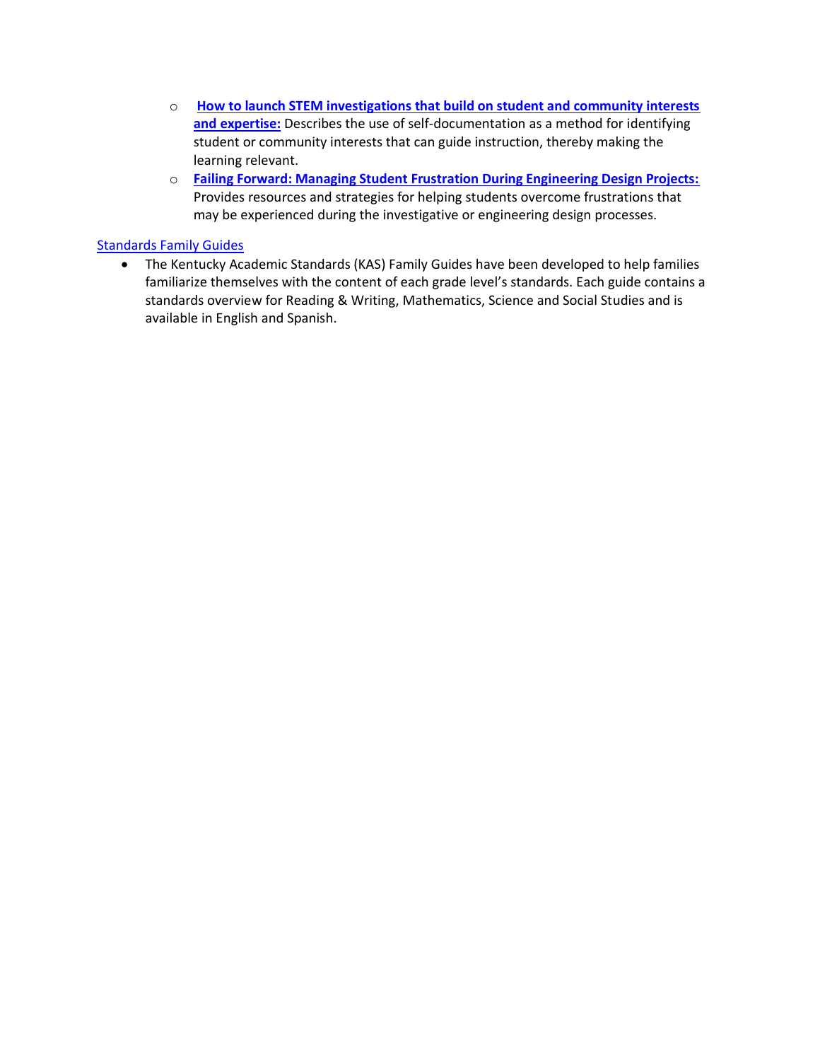- **How to launch STEM investigations that build on student and community interests and expertise:** Describes the use of self-documentation as a method for identifying student or community interests that can guide instruction, thereby making the learning relevant.
- **Failing Forward: Managing Student Frustration During Engineering Design Projects:** Provides resources and strategies for helping students overcome frustrations that may be experienced during the investigative or engineering design processes.

Standards Family Guides

- The Kentucky Academic Standards (KAS) Family Guides have been developed to help families familiarize themselves with the content of each grade level's standards. Each guide contains a standards overview for Reading & Writing, Mathematics, Science and Social Studies and is available in English and Spanish.